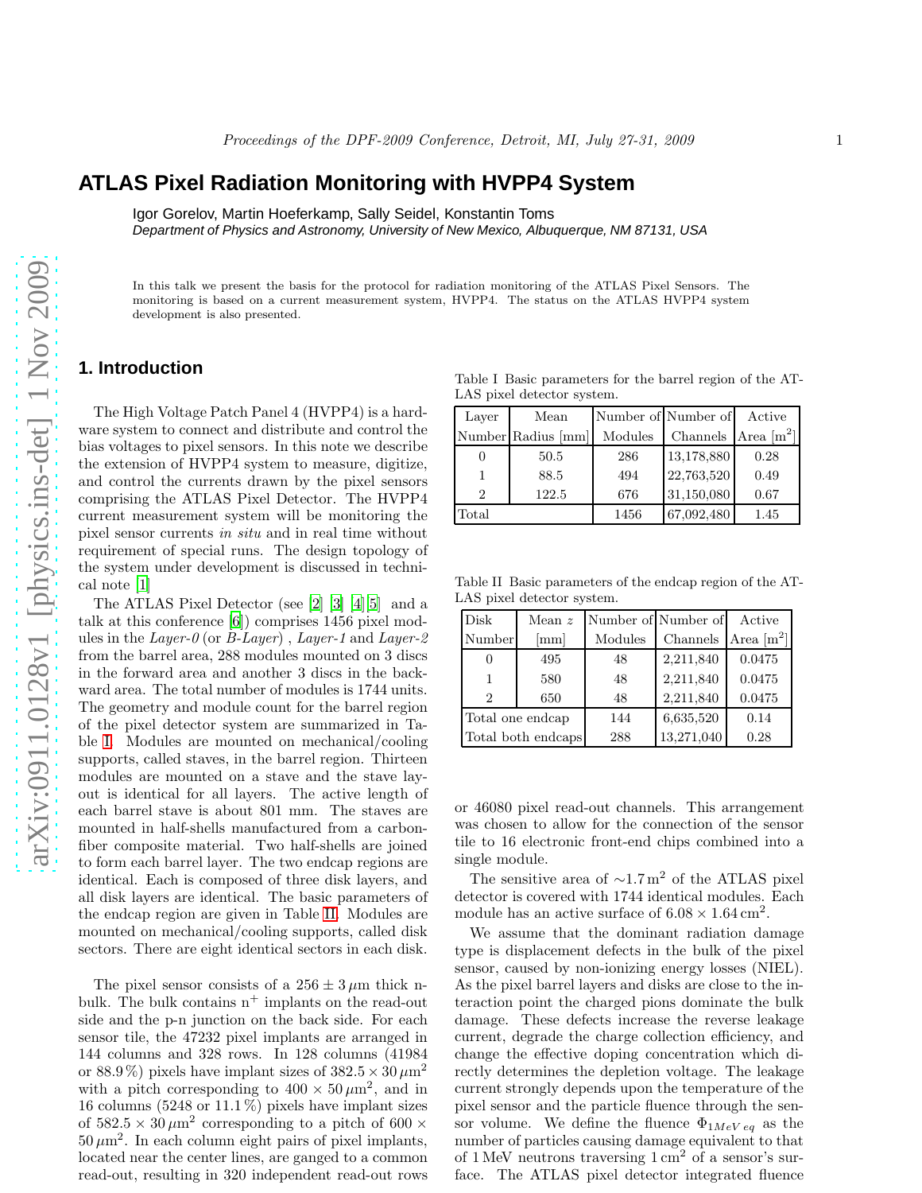# ATLAS Pixel Radiation Monitoring with HVPP4 System

Igor Gorelov, Martin Hoeferkamp, Sally Seidel, Konstantin Toms

*Department of Physics and Astronomy, University of New Mexico, Albuquerque, NM 87131, USA*

In this talk we present the basis for the protocol for radiation monitoring of the ATLAS Pixel Sensors. The monitoring is based on a current measurement system, HVPP4. The status on the ATLAS HVPP4 system development is also presented.

## 1. Introduction

The High Voltage Patch Panel 4 (HVPP4) is a hardware system to connect and distribute and control the bias voltages to pixel sensors. In this note we describe the extension of HVPP4 system to measure, digitize, and control the currents drawn by the pixel sensors comprising the ATLAS Pixel Detector. The HVPP4 current measurement system will be monitoring the pixel sensor currents *in situ* and in real time without requirement of special runs. The design topology of the system under development is discussed in technical note [1]

The ATLAS Pixel Detector (see [2] [3] [4] [5] and a talk at this conference [6]) comprises 1456 pixel modules in the *Layer-0* (or *B-Layer*) , *Layer-1* and *Layer-2* from the barrel area, 288 modules mounted on 3 discs in the forward area and another 3 discs in the backward area. The total number of modules is 1744 units. The geometry and module count for the barrel region of the pixel detector system are summarized in Table I. Modules are mounted on mechanical/cooling supports, called staves, in the barrel region. Thirteen modules are mounted on a stave and the stave layout is identical for all layers. The active length of each barrel stave is about 801 mm. The staves are mounted in half-shells manufactured from a carbon-fiber composite material. Two half-shells are joined to form each barrel layer. The two endcap regions are identical. Each is composed of three disk layers, and all disk layers are identical. The basic parameters of the endcap region are given in Table II. Modules are mounted on mechanical/cooling supports, called disk sectors. There are eight identical sectors in each disk.

Table I Basic parameters for the barrel region of the ATLAS pixel detector system.

| Layer Number | Mean Radius [mm] | Number of Modules | Number of Channels | Active Area [$m^2$] |
|---|---|---|---|---|
| 0 | 50.5 | 286 | 13,178,880 | 0.28 |
| 1 | 88.5 | 494 | 22,763,520 | 0.49 |
| 2 | 122.5 | 676 | 31,150,080 | 0.67 |
| Total | | 1456 | 67,092,480 | 1.45 |

Table II Basic parameters of the endcap region of the ATLAS pixel detector system.

| Disk Number | Mean $z$ [mm] | Number of Modules | Number of Channels | Active Area [$m^2$] |
|---|---|---|---|---|
| 0 | 495 | 48 | 2,211,840 | 0.0475 |
| 1 | 580 | 48 | 2,211,840 | 0.0475 |
| 2 | 650 | 48 | 2,211,840 | 0.0475 |
| Total one endcap | | 144 | 6,635,520 | 0.14 |
| Total both endcaps | | 288 | 13,271,040 | 0.28 |

The pixel sensor consists of a $256 \pm 3\,\mu$m thick n-bulk. The bulk contains $n^+$ implants on the read-out side and the p-n junction on the back side. For each sensor tile, the 47232 pixel implants are arranged in 144 columns and 328 rows. In 128 columns (41984 or 88.9 %) pixels have implant sizes of $382.5 \times 30\,\mu m^2$ with a pitch corresponding to $400 \times 50\,\mu m^2$, and in 16 columns (5248 or 11.1 %) pixels have implant sizes of $582.5 \times 30\,\mu m^2$ corresponding to a pitch of $600 \times 50\,\mu m^2$. In each column eight pairs of pixel implants, located near the center lines, are ganged to a common read-out, resulting in 320 independent read-out rows or 46080 pixel read-out channels. This arrangement was chosen to allow for the connection of the sensor tile to 16 electronic front-end chips combined into a single module.

The sensitive area of $\sim$1.7 $m^2$ of the ATLAS pixel detector is covered with 1744 identical modules. Each module has an active surface of $6.08 \times 1.64\,cm^2$.

We assume that the dominant radiation damage type is displacement defects in the bulk of the pixel sensor, caused by non-ionizing energy losses (NIEL). As the pixel barrel layers and disks are close to the interaction point the charged pions dominate the bulk damage. These defects increase the reverse leakage current, degrade the charge collection efficiency, and change the effective doping concentration which directly determines the depletion voltage. The leakage current strongly depends upon the temperature of the pixel sensor and the particle fluence through the sensor volume. We define the fluence $\Phi_{1MeV\,eq}$ as the number of particles causing damage equivalent to that of 1 MeV neutrons traversing 1 $cm^2$ of a sensor's surface. The ATLAS pixel detector integrated fluence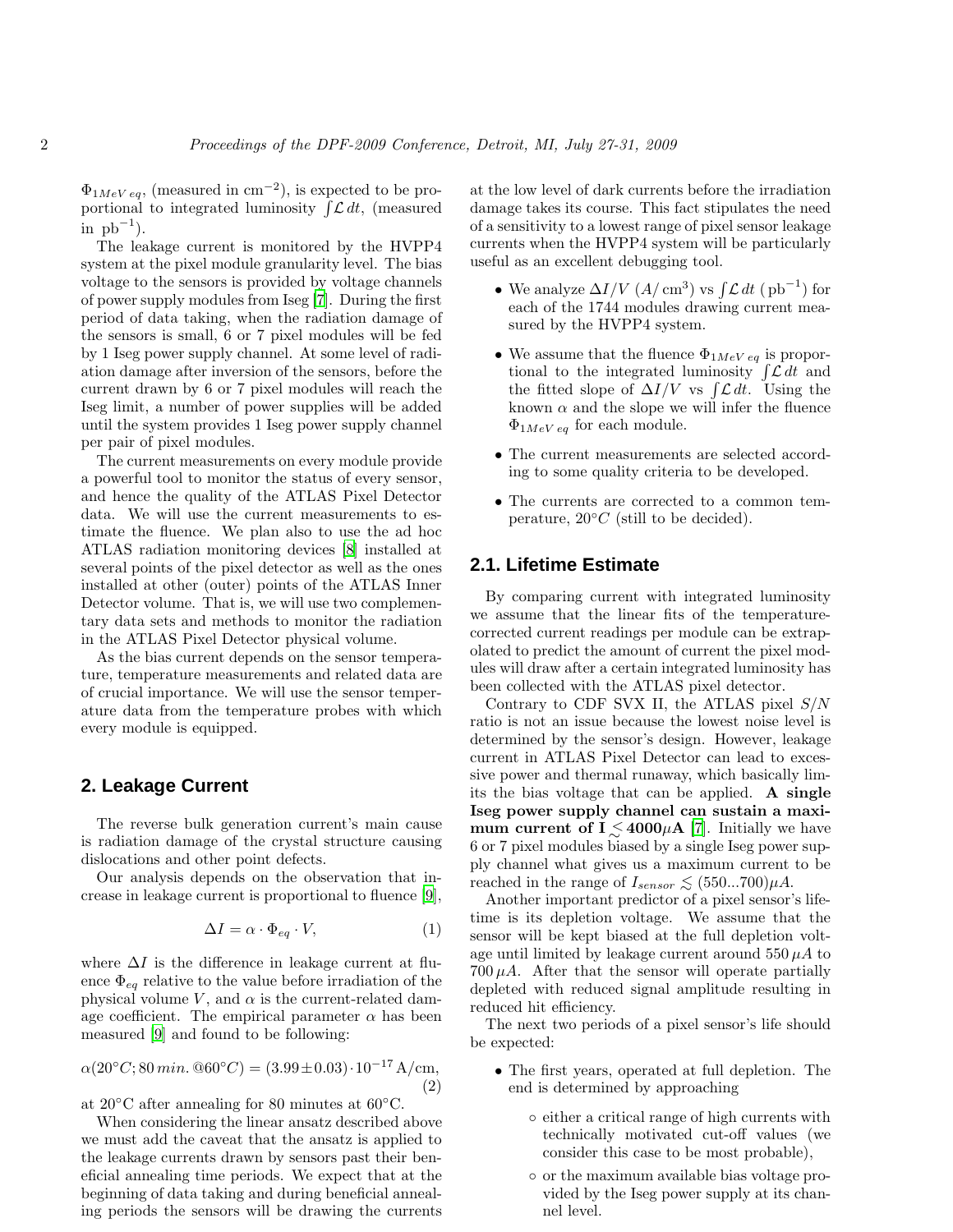$\Phi_{1MeV\,eq}$, (measured in $\mathrm{cm}^{-2}$), is expected to be proportional to integrated luminosity $\int \mathcal{L}\,dt$, (measured in $\mathrm{pb}^{-1}$).

The leakage current is monitored by the HVPP4 system at the pixel module granularity level. The bias voltage to the sensors is provided by voltage channels of power supply modules from Iseg [7]. During the first period of data taking, when the radiation damage of the sensors is small, 6 or 7 pixel modules will be fed by 1 Iseg power supply channel. At some level of radiation damage after inversion of the sensors, before the current drawn by 6 or 7 pixel modules will reach the Iseg limit, a number of power supplies will be added until the system provides 1 Iseg power supply channel per pair of pixel modules.

The current measurements on every module provide a powerful tool to monitor the status of every sensor, and hence the quality of the ATLAS Pixel Detector data. We will use the current measurements to estimate the fluence. We plan also to use the ad hoc ATLAS radiation monitoring devices [8] installed at several points of the pixel detector as well as the ones installed at other (outer) points of the ATLAS Inner Detector volume. That is, we will use two complementary data sets and methods to monitor the radiation in the ATLAS Pixel Detector physical volume.

As the bias current depends on the sensor temperature, temperature measurements and related data are of crucial importance. We will use the sensor temperature data from the temperature probes with which every module is equipped.

## 2. Leakage Current

The reverse bulk generation current's main cause is radiation damage of the crystal structure causing dislocations and other point defects.

Our analysis depends on the observation that increase in leakage current is proportional to fluence [9],

$$\Delta I = \alpha \cdot \Phi_{eq} \cdot V, \tag{1}$$

where $\Delta I$ is the difference in leakage current at fluence $\Phi_{eq}$ relative to the value before irradiation of the physical volume $V$, and $\alpha$ is the current-related damage coefficient. The empirical parameter $\alpha$ has been measured [9] and found to be following:

$$\alpha(20^{\circ}C; 80\,min.\,@60^{\circ}C) = (3.99 \pm 0.03) \cdot 10^{-17}\,\mathrm{A/cm}, \tag{2}$$

at 20°C after annealing for 80 minutes at 60°C.

When considering the linear ansatz described above we must add the caveat that the ansatz is applied to the leakage currents drawn by sensors past their beneficial annealing time periods. We expect that at the beginning of data taking and during beneficial annealing periods the sensors will be drawing the currents at the low level of dark currents before the irradiation damage takes its course. This fact stipulates the need of a sensitivity to a lowest range of pixel sensor leakage currents when the HVPP4 system will be particularly useful as an excellent debugging tool.

- We analyze $\Delta I/V$ ($A/\mathrm{cm}^3$) vs $\int \mathcal{L}\,dt$ ($\mathrm{pb}^{-1}$) for each of the 1744 modules drawing current measured by the HVPP4 system.
- We assume that the fluence $\Phi_{1MeV\,eq}$ is proportional to the integrated luminosity $\int \mathcal{L}\,dt$ and the fitted slope of $\Delta I/V$ vs $\int \mathcal{L}\,dt$. Using the known $\alpha$ and the slope we will infer the fluence $\Phi_{1MeV\,eq}$ for each module.
- The current measurements are selected according to some quality criteria to be developed.
- The currents are corrected to a common temperature, $20^{\circ}C$ (still to be decided).

### 2.1. Lifetime Estimate

By comparing current with integrated luminosity we assume that the linear fits of the temperature-corrected current readings per module can be extrapolated to predict the amount of current the pixel modules will draw after a certain integrated luminosity has been collected with the ATLAS pixel detector.

Contrary to CDF SVX II, the ATLAS pixel $S/N$ ratio is not an issue because the lowest noise level is determined by the sensor's design. However, leakage current in ATLAS Pixel Detector can lead to excessive power and thermal runaway, which basically limits the bias voltage that can be applied. **A single Iseg power supply channel can sustain a maximum current of $\mathbf{I} \lesssim \mathbf{4000}\mu\mathbf{A}$** [7]. Initially we have 6 or 7 pixel modules biased by a single Iseg power supply channel what gives us a maximum current to be reached in the range of $I_{sensor} \lesssim (550...700)\mu A$.

Another important predictor of a pixel sensor's lifetime is its depletion voltage. We assume that the sensor will be kept biased at the full depletion voltage until limited by leakage current around $550\,\mu A$ to $700\,\mu A$. After that the sensor will operate partially depleted with reduced signal amplitude resulting in reduced hit efficiency.

The next two periods of a pixel sensor's life should be expected:

- The first years, operated at full depletion. The end is determined by approaching
  - either a critical range of high currents with technically motivated cut-off values (we consider this case to be most probable),
  - or the maximum available bias voltage provided by the Iseg power supply at its channel level.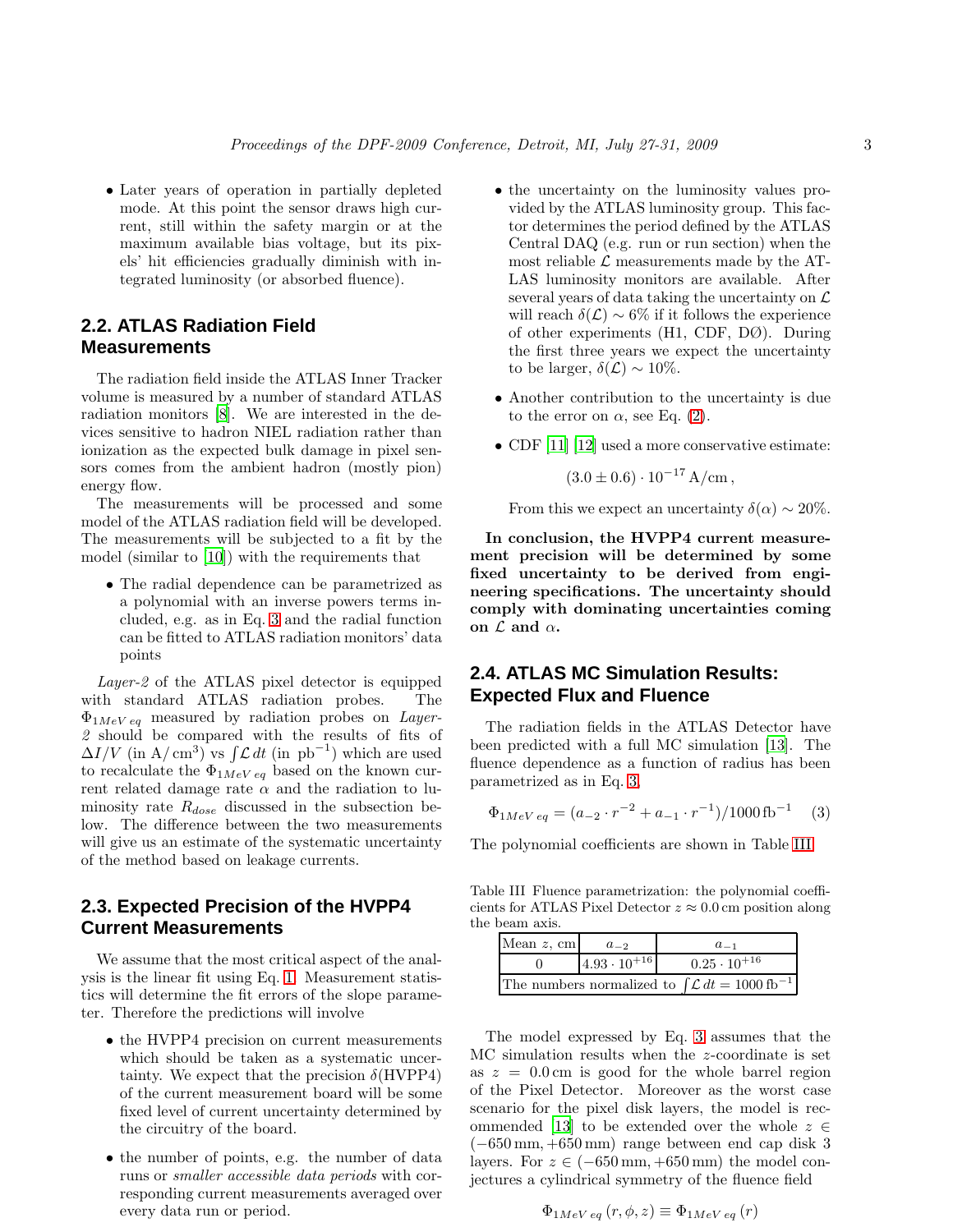- Later years of operation in partially depleted mode. At this point the sensor draws high current, still within the safety margin or at the maximum available bias voltage, but its pixels' hit efficiencies gradually diminish with integrated luminosity (or absorbed fluence).

## 2.2. ATLAS Radiation Field Measurements

The radiation field inside the ATLAS Inner Tracker volume is measured by a number of standard ATLAS radiation monitors [8]. We are interested in the devices sensitive to hadron NIEL radiation rather than ionization as the expected bulk damage in pixel sensors comes from the ambient hadron (mostly pion) energy flow.

The measurements will be processed and some model of the ATLAS radiation field will be developed. The measurements will be subjected to a fit by the model (similar to [10]) with the requirements that

- The radial dependence can be parametrized as a polynomial with an inverse powers terms included, e.g. as in Eq. 3 and the radial function can be fitted to ATLAS radiation monitors' data points

*Layer-2* of the ATLAS pixel detector is equipped with standard ATLAS radiation probes. The $\Phi_{1MeV\,eq}$ measured by radiation probes on *Layer-2* should be compared with the results of fits of $\Delta I/V$ (in $\mathrm{A/cm^3}$) vs $\int \mathcal{L}\,dt$ (in $\mathrm{pb^{-1}}$) which are used to recalculate the $\Phi_{1MeV\,eq}$ based on the known current related damage rate $\alpha$ and the radiation to luminosity rate $R_{dose}$ discussed in the subsection below. The difference between the two measurements will give us an estimate of the systematic uncertainty of the method based on leakage currents.

## 2.3. Expected Precision of the HVPP4 Current Measurements

We assume that the most critical aspect of the analysis is the linear fit using Eq. 1. Measurement statistics will determine the fit errors of the slope parameter. Therefore the predictions will involve

- the HVPP4 precision on current measurements which should be taken as a systematic uncertainty. We expect that the precision $\delta$(HVPP4) of the current measurement board will be some fixed level of current uncertainty determined by the circuitry of the board.
- the number of points, e.g. the number of data runs or *smaller accessible data periods* with corresponding current measurements averaged over every data run or period.
- the uncertainty on the luminosity values provided by the ATLAS luminosity group. This factor determines the period defined by the ATLAS Central DAQ (e.g. run or run section) when the most reliable $\mathcal{L}$ measurements made by the ATLAS luminosity monitors are available. After several years of data taking the uncertainty on $\mathcal{L}$ will reach $\delta(\mathcal{L}) \sim 6\%$ if it follows the experience of other experiments (H1, CDF, DØ). During the first three years we expect the uncertainty to be larger, $\delta(\mathcal{L}) \sim 10\%$.
- Another contribution to the uncertainty is due to the error on $\alpha$, see Eq. (2).
- CDF [11] [12] used a more conservative estimate:

$$(3.0 \pm 0.6) \cdot 10^{-17}\,\mathrm{A/cm}\,,$$

  From this we expect an uncertainty $\delta(\alpha) \sim 20\%$.

**In conclusion, the HVPP4 current measurement precision will be determined by some fixed uncertainty to be derived from engineering specifications. The uncertainty should comply with dominating uncertainties coming on $\mathcal{L}$ and $\alpha$.**

## 2.4. ATLAS MC Simulation Results: Expected Flux and Fluence

The radiation fields in the ATLAS Detector have been predicted with a full MC simulation [13]. The fluence dependence as a function of radius has been parametrized as in Eq. 3.

$$\Phi_{1MeV\,eq} = (a_{-2} \cdot r^{-2} + a_{-1} \cdot r^{-1})/1000\,\mathrm{fb}^{-1} \quad (3)$$

The polynomial coefficients are shown in Table III.

Table III Fluence parametrization: the polynomial coefficients for ATLAS Pixel Detector $z \approx 0.0\,\mathrm{cm}$ position along the beam axis.

| Mean $z$, cm | $a_{-2}$ | $a_{-1}$ |
|---|---|---|
| 0 | $4.93 \cdot 10^{+16}$ | $0.25 \cdot 10^{+16}$ |
| The numbers normalized to $\int \mathcal{L}\,dt = 1000\,\mathrm{fb}^{-1}$ | | |

The model expressed by Eq. 3 assumes that the MC simulation results when the $z$-coordinate is set as $z = 0.0\,\mathrm{cm}$ is good for the whole barrel region of the Pixel Detector. Moreover as the worst case scenario for the pixel disk layers, the model is recommended [13] to be extended over the whole $z \in (-650\,\mathrm{mm}, +650\,\mathrm{mm})$ range between end cap disk 3 layers. For $z \in (-650\,\mathrm{mm}, +650\,\mathrm{mm})$ the model conjectures a cylindrical symmetry of the fluence field

$$\Phi_{1MeV\,eq}\,(r, \phi, z) \equiv \Phi_{1MeV\,eq}\,(r)$$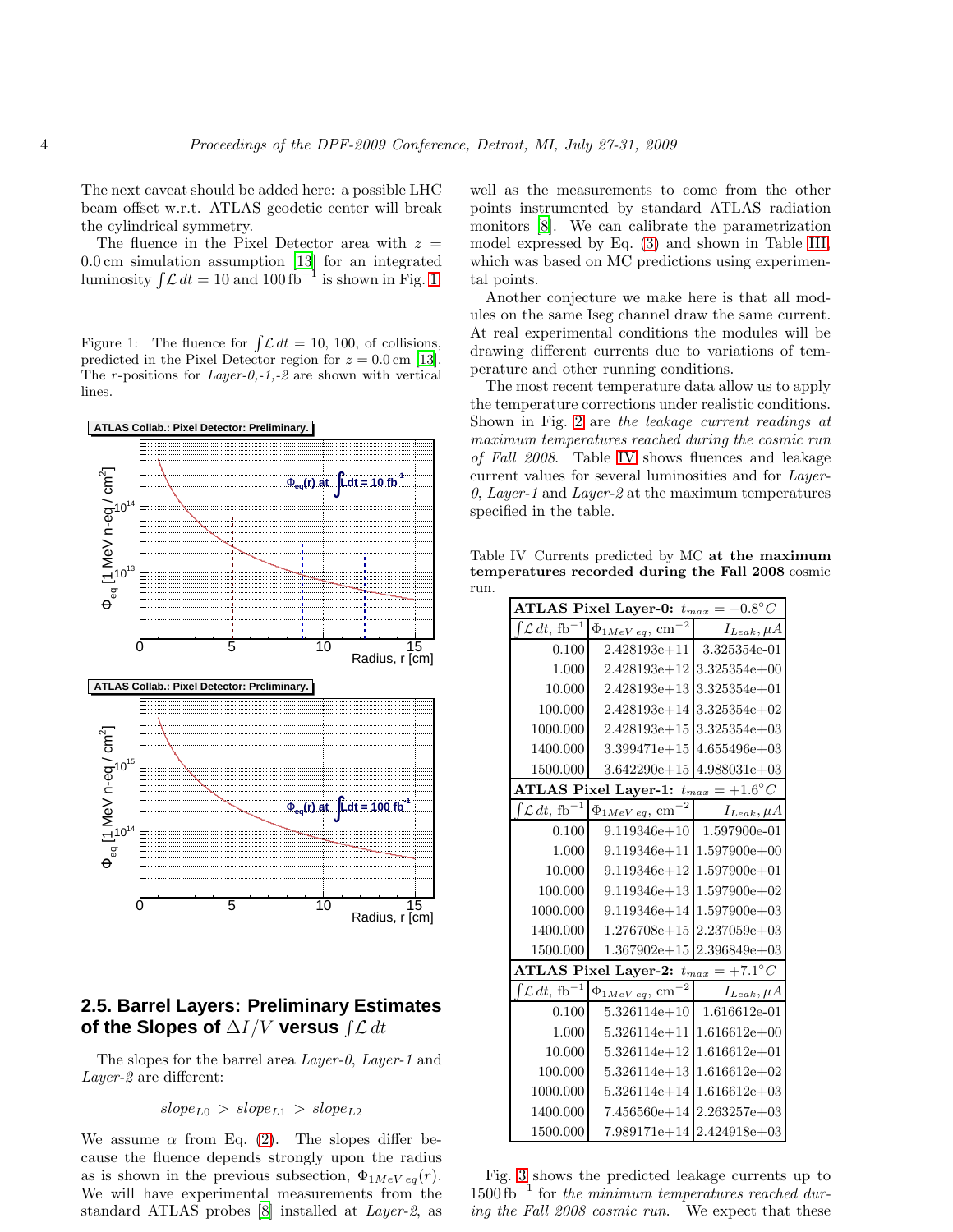The next caveat should be added here: a possible LHC beam offset w.r.t. ATLAS geodetic center will break the cylindrical symmetry.

The fluence in the Pixel Detector area with $z = 0.0\,\mathrm{cm}$ simulation assumption [13] for an integrated luminosity $\int \mathcal{L}\,dt = 10$ and $100\,\mathrm{fb}^{-1}$ is shown in Fig. 1.

Figure 1: The fluence for $\int \mathcal{L}\,dt = 10$, 100, of collisions, predicted in the Pixel Detector region for $z = 0.0\,\mathrm{cm}$ [13]. The $r$-positions for *Layer-0,-1,-2* are shown with vertical lines.

## 2.5. Barrel Layers: Preliminary Estimates of the Slopes of $\Delta I/V$ versus $\int \mathcal{L}\,dt$

The slopes for the barrel area *Layer-0*, *Layer-1* and *Layer-2* are different:

$$slope_{L0} > slope_{L1} > slope_{L2}$$

We assume $\alpha$ from Eq. (2). The slopes differ because the fluence depends strongly upon the radius as is shown in the previous subsection, $\Phi_{1MeV\,eq}(r)$. We will have experimental measurements from the standard ATLAS probes [8] installed at *Layer-2*, as well as the measurements to come from the other points instrumented by standard ATLAS radiation monitors [8]. We can calibrate the parametrization model expressed by Eq. (3) and shown in Table III, which was based on MC predictions using experimental points.

Another conjecture we make here is that all modules on the same Iseg channel draw the same current. At real experimental conditions the modules will be drawing different currents due to variations of temperature and other running conditions.

The most recent temperature data allow us to apply the temperature corrections under realistic conditions. Shown in Fig. 2 are *the leakage current readings at maximum temperatures reached during the cosmic run of Fall 2008*. Table IV shows fluences and leakage current values for several luminosities and for *Layer-0*, *Layer-1* and *Layer-2* at the maximum temperatures specified in the table.

Table IV Currents predicted by MC **at the maximum temperatures recorded during the Fall 2008** cosmic run.

| $\int \mathcal{L}\,dt$, fb$^{-1}$ | $\Phi_{1MeV\,eq}$, cm$^{-2}$ | $I_{Leak}$, $\mu A$ |
|---|---|---|
| **ATLAS Pixel Layer-0: $t_{max} = -0.8°C$** | | |
| 0.100 | 2.428193e+11 | 3.325354e-01 |
| 1.000 | 2.428193e+12 | 3.325354e+00 |
| 10.000 | 2.428193e+13 | 3.325354e+01 |
| 100.000 | 2.428193e+14 | 3.325354e+02 |
| 1000.000 | 2.428193e+15 | 3.325354e+03 |
| 1400.000 | 3.399471e+15 | 4.655496e+03 |
| 1500.000 | 3.642290e+15 | 4.988031e+03 |
| **ATLAS Pixel Layer-1: $t_{max} = +1.6°C$** | | |
| 0.100 | 9.119346e+10 | 1.597900e-01 |
| 1.000 | 9.119346e+11 | 1.597900e+00 |
| 10.000 | 9.119346e+12 | 1.597900e+01 |
| 100.000 | 9.119346e+13 | 1.597900e+02 |
| 1000.000 | 9.119346e+14 | 1.597900e+03 |
| 1400.000 | 1.276708e+15 | 2.237059e+03 |
| 1500.000 | 1.367902e+15 | 2.396849e+03 |
| **ATLAS Pixel Layer-2: $t_{max} = +7.1°C$** | | |
| 0.100 | 5.326114e+10 | 1.616612e-01 |
| 1.000 | 5.326114e+11 | 1.616612e+00 |
| 10.000 | 5.326114e+12 | 1.616612e+01 |
| 100.000 | 5.326114e+13 | 1.616612e+02 |
| 1000.000 | 5.326114e+14 | 1.616612e+03 |
| 1400.000 | 7.456560e+14 | 2.263257e+03 |
| 1500.000 | 7.989171e+14 | 2.424918e+03 |

Fig. 3 shows the predicted leakage currents up to $1500\,\mathrm{fb}^{-1}$ for *the minimum temperatures reached during the Fall 2008 cosmic run*. We expect that these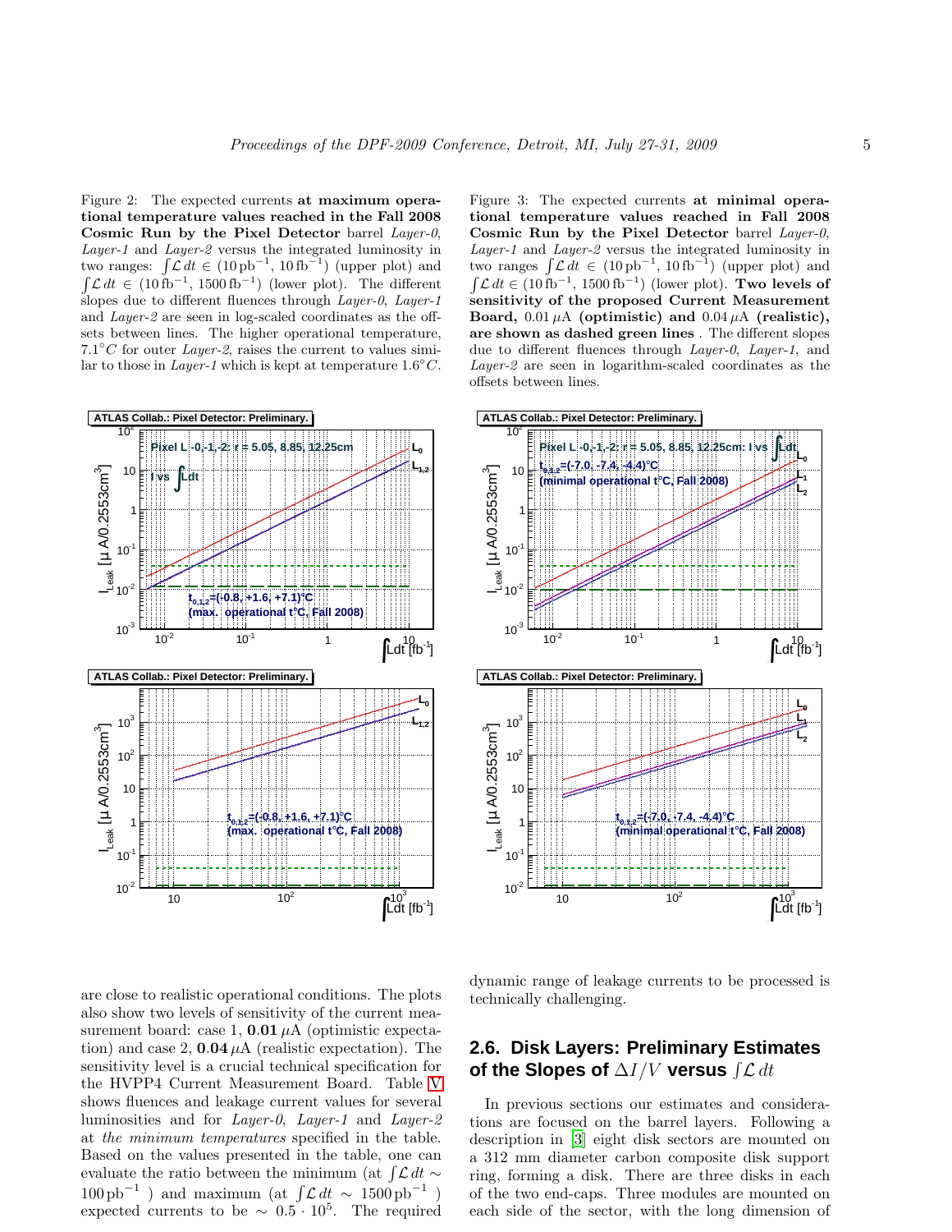Figure 2: The expected currents **at maximum operational temperature values reached in the Fall 2008 Cosmic Run by the Pixel Detector** barrel *Layer-0*, *Layer-1* and *Layer-2* versus the integrated luminosity in two ranges: $\int \mathcal{L}\,dt \in (10\,\mathrm{pb}^{-1}, 10\,\mathrm{fb}^{-1})$ (upper plot) and $\int \mathcal{L}\,dt \in (10\,\mathrm{fb}^{-1}, 1500\,\mathrm{fb}^{-1})$ (lower plot). The different slopes due to different fluences through *Layer-0*, *Layer-1* and *Layer-2* are seen in log-scaled coordinates as the offsets between lines. The higher operational temperature, $7.1^{\circ}C$ for outer *Layer-2*, raises the current to values similar to those in *Layer-1* which is kept at temperature $1.6^{\circ}C$.

Figure 3: The expected currents **at minimal operational temperature values reached in Fall 2008 Cosmic Run by the Pixel Detector** barrel *Layer-0*, *Layer-1* and *Layer-2* versus the integrated luminosity in two ranges $\int \mathcal{L}\,dt \in (10\,\mathrm{pb}^{-1}, 10\,\mathrm{fb}^{-1})$ (upper plot) and $\int \mathcal{L}\,dt \in (10\,\mathrm{fb}^{-1}, 1500\,\mathrm{fb}^{-1})$ (lower plot). **Two levels of sensitivity of the proposed Current Measurement Board,** $0.01\,\mu$A **(optimistic) and** $0.04\,\mu$A **(realistic), are shown as dashed green lines** . The different slopes due to different fluences through *Layer-0*, *Layer-1*, and *Layer-2* are seen in logarithm-scaled coordinates as the offsets between lines.

are close to realistic operational conditions. The plots also show two levels of sensitivity of the current measurement board: case 1, $\mathbf{0.01}\,\mu$A (optimistic expectation) and case 2, $\mathbf{0.04}\,\mu$A (realistic expectation). The sensitivity level is a crucial technical specification for the HVPP4 Current Measurement Board. Table V shows fluences and leakage current values for several luminosities and for *Layer-0*, *Layer-1* and *Layer-2* at *the minimum temperatures* specified in the table. Based on the values presented in the table, one can evaluate the ratio between the minimum (at $\int \mathcal{L}\,dt \sim 100\,\mathrm{pb}^{-1}$ ) and maximum (at $\int \mathcal{L}\,dt \sim 1500\,\mathrm{pb}^{-1}$ ) expected currents to be $\sim 0.5 \cdot 10^{5}$. The required dynamic range of leakage currents to be processed is technically challenging.

## 2.6. Disk Layers: Preliminary Estimates of the Slopes of $\Delta I/V$ versus $\int \mathcal{L}\,dt$

In previous sections our estimates and considerations are focused on the barrel layers. Following a description in [3] eight disk sectors are mounted on a 312 mm diameter carbon composite disk support ring, forming a disk. There are three disks in each of the two end-caps. Three modules are mounted on each side of the sector, with the long dimension of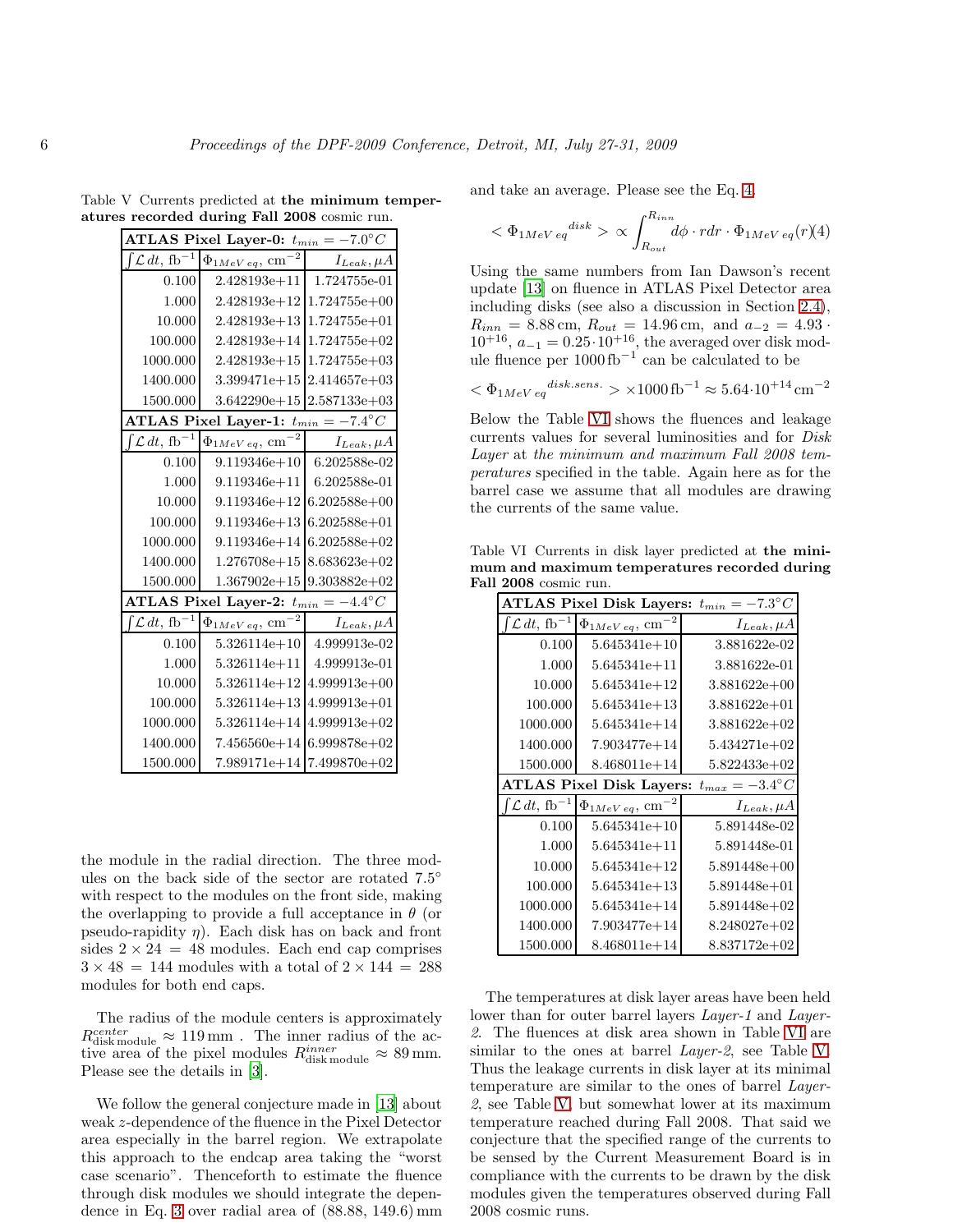Table V Currents predicted at **the minimum temperatures recorded during Fall 2008** cosmic run.

| **ATLAS Pixel Layer-0:** $t_{min} = -7.0°C$ | | |
|---|---|---|
| $\int \mathcal{L}\,dt$, fb$^{-1}$ | $\Phi_{1MeV\,eq}$, cm$^{-2}$ | $I_{Leak}, \mu A$ |
| 0.100 | 2.428193e+11 | 1.724755e-01 |
| 1.000 | 2.428193e+12 | 1.724755e+00 |
| 10.000 | 2.428193e+13 | 1.724755e+01 |
| 100.000 | 2.428193e+14 | 1.724755e+02 |
| 1000.000 | 2.428193e+15 | 1.724755e+03 |
| 1400.000 | 3.399471e+15 | 2.414657e+03 |
| 1500.000 | 3.642290e+15 | 2.587133e+03 |
| **ATLAS Pixel Layer-1:** $t_{min} = -7.4°C$ | | |
| $\int \mathcal{L}\,dt$, fb$^{-1}$ | $\Phi_{1MeV\,eq}$, cm$^{-2}$ | $I_{Leak}, \mu A$ |
| 0.100 | 9.119346e+10 | 6.202588e-02 |
| 1.000 | 9.119346e+11 | 6.202588e-01 |
| 10.000 | 9.119346e+12 | 6.202588e+00 |
| 100.000 | 9.119346e+13 | 6.202588e+01 |
| 1000.000 | 9.119346e+14 | 6.202588e+02 |
| 1400.000 | 1.276708e+15 | 8.683623e+02 |
| 1500.000 | 1.367902e+15 | 9.303882e+02 |
| **ATLAS Pixel Layer-2:** $t_{min} = -4.4°C$ | | |
| $\int \mathcal{L}\,dt$, fb$^{-1}$ | $\Phi_{1MeV\,eq}$, cm$^{-2}$ | $I_{Leak}, \mu A$ |
| 0.100 | 5.326114e+10 | 4.999913e-02 |
| 1.000 | 5.326114e+11 | 4.999913e-01 |
| 10.000 | 5.326114e+12 | 4.999913e+00 |
| 100.000 | 5.326114e+13 | 4.999913e+01 |
| 1000.000 | 5.326114e+14 | 4.999913e+02 |
| 1400.000 | 7.456560e+14 | 6.999878e+02 |
| 1500.000 | 7.989171e+14 | 7.499870e+02 |

the module in the radial direction. The three modules on the back side of the sector are rotated 7.5° with respect to the modules on the front side, making the overlapping to provide a full acceptance in $\theta$ (or pseudo-rapidity $\eta$). Each disk has on back and front sides $2 \times 24 = 48$ modules. Each end cap comprises $3 \times 48 = 144$ modules with a total of $2 \times 144 = 288$ modules for both end caps.

The radius of the module centers is approximately $R^{center}_{\text{disk module}} \approx 119\,\text{mm}$ . The inner radius of the active area of the pixel modules $R^{inner}_{\text{disk module}} \approx 89\,\text{mm}$. Please see the details in [3].

We follow the general conjecture made in [13] about weak $z$-dependence of the fluence in the Pixel Detector area especially in the barrel region. We extrapolate this approach to the endcap area taking the "worst case scenario". Thenceforth to estimate the fluence through disk modules we should integrate the dependence in Eq. 3 over radial area of (88.88, 149.6) mm and take an average. Please see the Eq. 4.

$$< \Phi_{1MeV\,eq}{}^{disk} > \propto \int_{R_{out}}^{R_{inn}} d\phi \cdot r dr \cdot \Phi_{1MeV\,eq}(r) \quad (4)$$

Using the same numbers from Ian Dawson's recent update [13] on fluence in ATLAS Pixel Detector area including disks (see also a discussion in Section 2.4), $R_{inn} = 8.88\,\text{cm}$, $R_{out} = 14.96\,\text{cm}$, and $a_{-2} = 4.93 \cdot 10^{+16}$, $a_{-1} = 0.25 \cdot 10^{+16}$, the averaged over disk module fluence per $1000\,\text{fb}^{-1}$ can be calculated to be

$$< \Phi_{1MeV\,eq}{}^{disk.sens.} > \times 1000\,\text{fb}^{-1} \approx 5.64 \cdot 10^{+14}\,\text{cm}^{-2}$$

Below the Table VI shows the fluences and leakage currents values for several luminosities and for *Disk Layer* at *the minimum and maximum Fall 2008 temperatures* specified in the table. Again here as for the barrel case we assume that all modules are drawing the currents of the same value.

Table VI Currents in disk layer predicted at **the minimum and maximum temperatures recorded during Fall 2008** cosmic run.

| **ATLAS Pixel Disk Layers:** $t_{min} = -7.3°C$ | | |
|---|---|---|
| $\int \mathcal{L}\,dt$, fb$^{-1}$ | $\Phi_{1MeV\,eq}$, cm$^{-2}$ | $I_{Leak}, \mu A$ |
| 0.100 | 5.645341e+10 | 3.881622e-02 |
| 1.000 | 5.645341e+11 | 3.881622e-01 |
| 10.000 | 5.645341e+12 | 3.881622e+00 |
| 100.000 | 5.645341e+13 | 3.881622e+01 |
| 1000.000 | 5.645341e+14 | 3.881622e+02 |
| 1400.000 | 7.903477e+14 | 5.434271e+02 |
| 1500.000 | 8.468011e+14 | 5.822433e+02 |
| **ATLAS Pixel Disk Layers:** $t_{max} = -3.4°C$ | | |
| $\int \mathcal{L}\,dt$, fb$^{-1}$ | $\Phi_{1MeV\,eq}$, cm$^{-2}$ | $I_{Leak}, \mu A$ |
| 0.100 | 5.645341e+10 | 5.891448e-02 |
| 1.000 | 5.645341e+11 | 5.891448e-01 |
| 10.000 | 5.645341e+12 | 5.891448e+00 |
| 100.000 | 5.645341e+13 | 5.891448e+01 |
| 1000.000 | 5.645341e+14 | 5.891448e+02 |
| 1400.000 | 7.903477e+14 | 8.248027e+02 |
| 1500.000 | 8.468011e+14 | 8.837172e+02 |

The temperatures at disk layer areas have been held lower than for outer barrel layers *Layer-1* and *Layer-2*. The fluences at disk area shown in Table VI are similar to the ones at barrel *Layer-2*, see Table V. Thus the leakage currents in disk layer at its minimal temperature are similar to the ones of barrel *Layer-2*, see Table V, but somewhat lower at its maximum temperature reached during Fall 2008. That said we conjecture that the specified range of the currents to be sensed by the Current Measurement Board is in compliance with the currents to be drawn by the disk modules given the temperatures observed during Fall 2008 cosmic runs.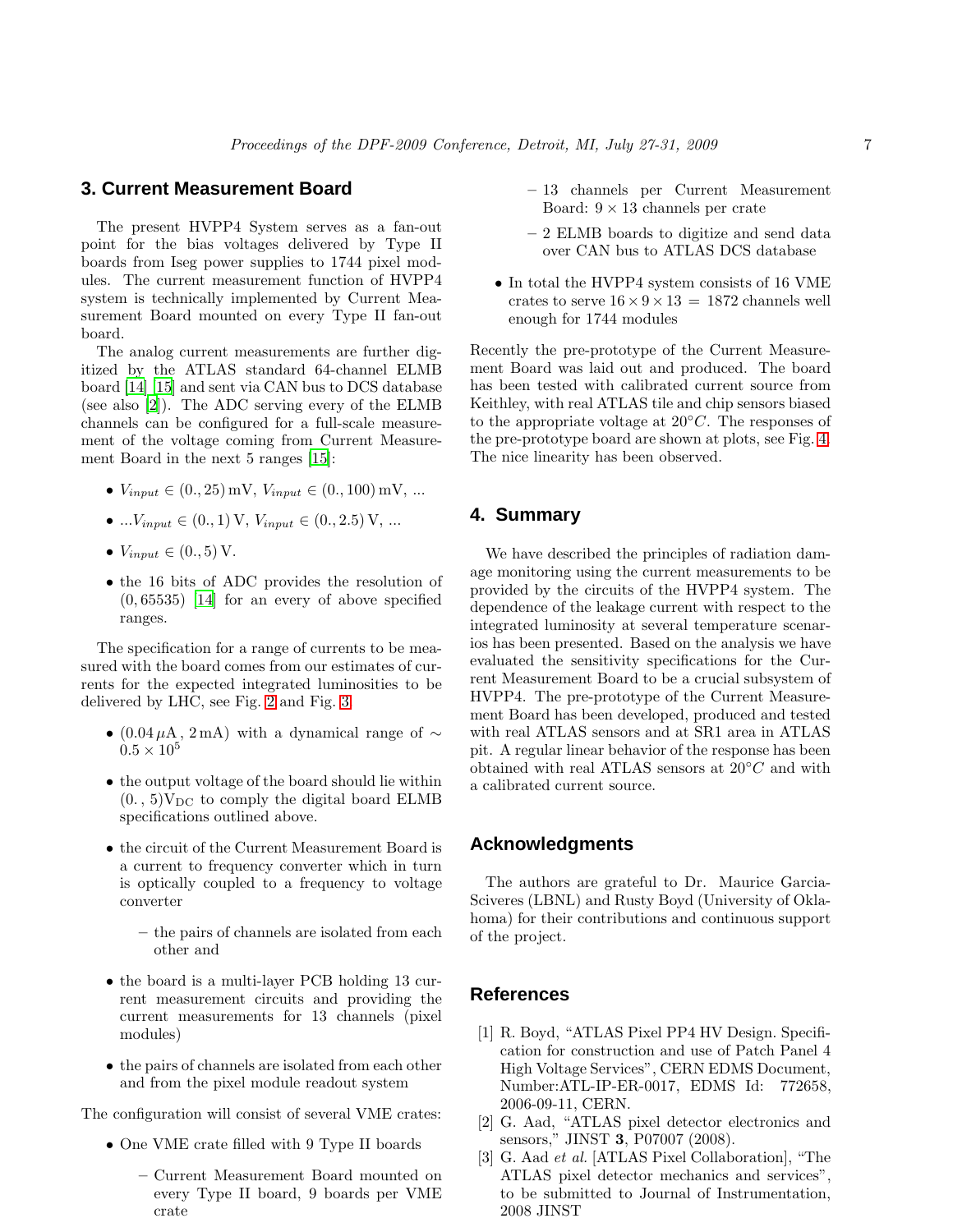## 3. Current Measurement Board

The present HVPP4 System serves as a fan-out point for the bias voltages delivered by Type II boards from Iseg power supplies to 1744 pixel modules. The current measurement function of HVPP4 system is technically implemented by Current Measurement Board mounted on every Type II fan-out board.

The analog current measurements are further digitized by the ATLAS standard 64-channel ELMB board [14] [15] and sent via CAN bus to DCS database (see also [2]). The ADC serving every of the ELMB channels can be configured for a full-scale measurement of the voltage coming from Current Measurement Board in the next 5 ranges [15]:

- $V_{input} \in (0., 25)\,\mathrm{mV}$, $V_{input} \in (0., 100)\,\mathrm{mV}$, ...
- ...$V_{input} \in (0., 1)\,\mathrm{V}$, $V_{input} \in (0., 2.5)\,\mathrm{V}$, ...
- $V_{input} \in (0., 5)\,\mathrm{V}$.
- the 16 bits of ADC provides the resolution of $(0, 65535)$ [14] for an every of above specified ranges.

The specification for a range of currents to be measured with the board comes from our estimates of currents for the expected integrated luminosities to be delivered by LHC, see Fig. 2 and Fig. 3

- $(0.04\,\mu\mathrm{A}\,,\,2\,\mathrm{mA})$ with a dynamical range of $\sim 0.5 \times 10^5$
- the output voltage of the board should lie within $(0.\,,\,5)\mathrm{V_{DC}}$ to comply the digital board ELMB specifications outlined above.
- the circuit of the Current Measurement Board is a current to frequency converter which in turn is optically coupled to a frequency to voltage converter
  - the pairs of channels are isolated from each other and
- the board is a multi-layer PCB holding 13 current measurement circuits and providing the current measurements for 13 channels (pixel modules)
- the pairs of channels are isolated from each other and from the pixel module readout system

The configuration will consist of several VME crates:

- One VME crate filled with 9 Type II boards
  - Current Measurement Board mounted on every Type II board, 9 boards per VME crate
  - 13 channels per Current Measurement Board: $9 \times 13$ channels per crate
  - 2 ELMB boards to digitize and send data over CAN bus to ATLAS DCS database
- In total the HVPP4 system consists of 16 VME crates to serve $16 \times 9 \times 13 = 1872$ channels well enough for 1744 modules

Recently the pre-prototype of the Current Measurement Board was laid out and produced. The board has been tested with calibrated current source from Keithley, with real ATLAS tile and chip sensors biased to the appropriate voltage at $20°C$. The responses of the pre-prototype board are shown at plots, see Fig. 4. The nice linearity has been observed.

## 4. Summary

We have described the principles of radiation damage monitoring using the current measurements to be provided by the circuits of the HVPP4 system. The dependence of the leakage current with respect to the integrated luminosity at several temperature scenarios has been presented. Based on the analysis we have evaluated the sensitivity specifications for the Current Measurement Board to be a crucial subsystem of HVPP4. The pre-prototype of the Current Measurement Board has been developed, produced and tested with real ATLAS sensors and at SR1 area in ATLAS pit. A regular linear behavior of the response has been obtained with real ATLAS sensors at $20°C$ and with a calibrated current source.

## Acknowledgments

The authors are grateful to Dr. Maurice Garcia-Sciveres (LBNL) and Rusty Boyd (University of Oklahoma) for their contributions and continuous support of the project.

## References

[1] R. Boyd, "ATLAS Pixel PP4 HV Design. Specification for construction and use of Patch Panel 4 High Voltage Services", CERN EDMS Document, Number:ATL-IP-ER-0017, EDMS Id: 772658, 2006-09-11, CERN.

[2] G. Aad, "ATLAS pixel detector electronics and sensors," JINST **3**, P07007 (2008).

[3] G. Aad *et al.* [ATLAS Pixel Collaboration], "The ATLAS pixel detector mechanics and services", to be submitted to Journal of Instrumentation, 2008 JINST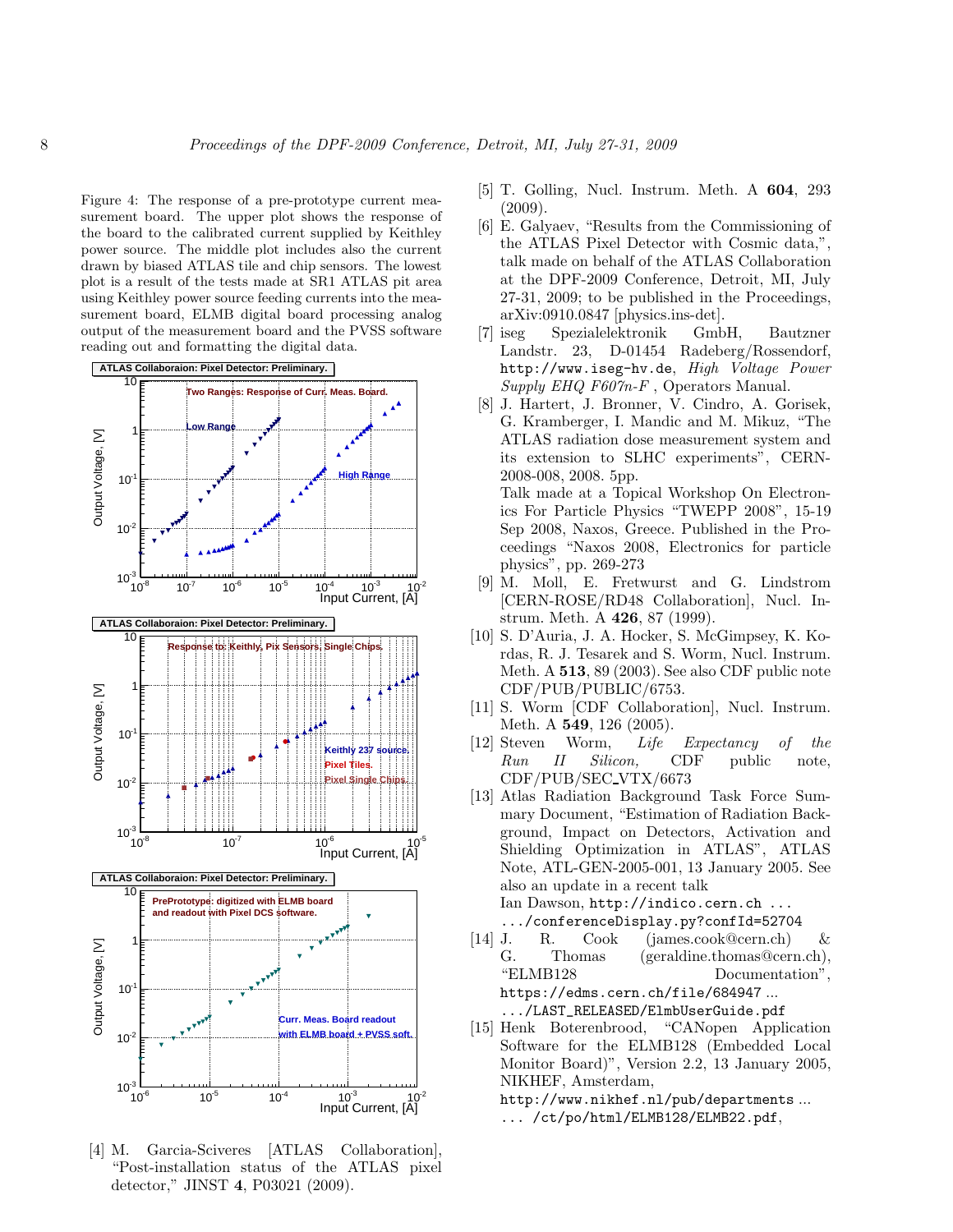Figure 4: The response of a pre-prototype current measurement board. The upper plot shows the response of the board to the calibrated current supplied by Keithley power source. The middle plot includes also the current drawn by biased ATLAS tile and chip sensors. The lowest plot is a result of the tests made at SR1 ATLAS pit area using Keithley power source feeding currents into the measurement board, ELMB digital board processing analog output of the measurement board and the PVSS software reading out and formatting the digital data.

ATLAS Collaboraion: Pixel Detector: Preliminary.

Two Ranges: Response of Curr. Meas. Board.

Low Range

High Range

Output Voltage, [V]

Input Current, [A]

10^-8 10^-7 10^-6 10^-5 10^-4 10^-3 10^-2

10^-3 10^-2 10^-1 1 10

ATLAS Collaboraion: Pixel Detector: Preliminary.

Response to: Keithly, Pix Sensors, Single Chips.

Keithly 237 source.

Pixel Tiles.

Pixel Single Chips.

Output Voltage, [V]

Input Current, [A]

10^-8 10^-7 10^-6 10^-5

10^-3 10^-2 10^-1 1 10

ATLAS Collaboraion: Pixel Detector: Preliminary.

PreProtoype: digitized with ELMB board and readout with Pixel DCS software.

Curr. Meas. Board readout with ELMB board + PVSS soft.

Output Voltage, [V]

Input Current, [A]

10^-6 10^-5 10^-4 10^-3 10^-2

10^-3 10^-2 10^-1 1 10

[4] M. Garcia-Sciveres [ATLAS Collaboration], "Post-installation status of the ATLAS pixel detector," JINST **4**, P03021 (2009).

[5] T. Golling, Nucl. Instrum. Meth. A **604**, 293 (2009).

[6] E. Galyaev, "Results from the Commissioning of the ATLAS Pixel Detector with Cosmic data,", talk made on behalf of the ATLAS Collaboration at the DPF-2009 Conference, Detroit, MI, July 27-31, 2009; to be published in the Proceedings, arXiv:0910.0847 [physics.ins-det].

[7] iseg Spezialelektronik GmbH, Bautzner Landstr. 23, D-01454 Radeberg/Rossendorf, `http://www.iseg-hv.de`, *High Voltage Power Supply EHQ F607n-F* , Operators Manual.

[8] J. Hartert, J. Bronner, V. Cindro, A. Gorisek, G. Kramberger, I. Mandic and M. Mikuz, "The ATLAS radiation dose measurement system and its extension to SLHC experiments", CERN-2008-008, 2008. 5pp.
Talk made at a Topical Workshop On Electronics For Particle Physics "TWEPP 2008", 15-19 Sep 2008, Naxos, Greece. Published in the Proceedings "Naxos 2008, Electronics for particle physics", pp. 269-273

[9] M. Moll, E. Fretwurst and G. Lindstrom [CERN-ROSE/RD48 Collaboration], Nucl. Instrum. Meth. A **426**, 87 (1999).

[10] S. D'Auria, J. A. Hocker, S. McGimpsey, K. Kordas, R. J. Tesarek and S. Worm, Nucl. Instrum. Meth. A **513**, 89 (2003). See also CDF public note CDF/PUB/PUBLIC/6753.

[11] S. Worm [CDF Collaboration], Nucl. Instrum. Meth. A **549**, 126 (2005).

[12] Steven Worm, *Life Expectancy of the Run II Silicon,* CDF public note, CDF/PUB/SEC_VTX/6673

[13] Atlas Radiation Background Task Force Summary Document, "Estimation of Radiation Background, Impact on Detectors, Activation and Shielding Optimization in ATLAS", ATLAS Note, ATL-GEN-2005-001, 13 January 2005. See also an update in a recent talk
Ian Dawson, `http://indico.cern.ch ...`
`.../conferenceDisplay.py?confId=52704`

[14] J. R. Cook (james.cook@cern.ch) & G. Thomas (geraldine.thomas@cern.ch), "ELMB128 Documentation", `https://edms.cern.ch/file/684947 ...`
`.../LAST_RELEASED/ElmbUserGuide.pdf`

[15] Henk Boterenbrood, "CANopen Application Software for the ELMB128 (Embedded Local Monitor Board)", Version 2.2, 13 January 2005, NIKHEF, Amsterdam,
`http://www.nikhef.nl/pub/departments ...`
`... /ct/po/html/ELMB128/ELMB22.pdf`,